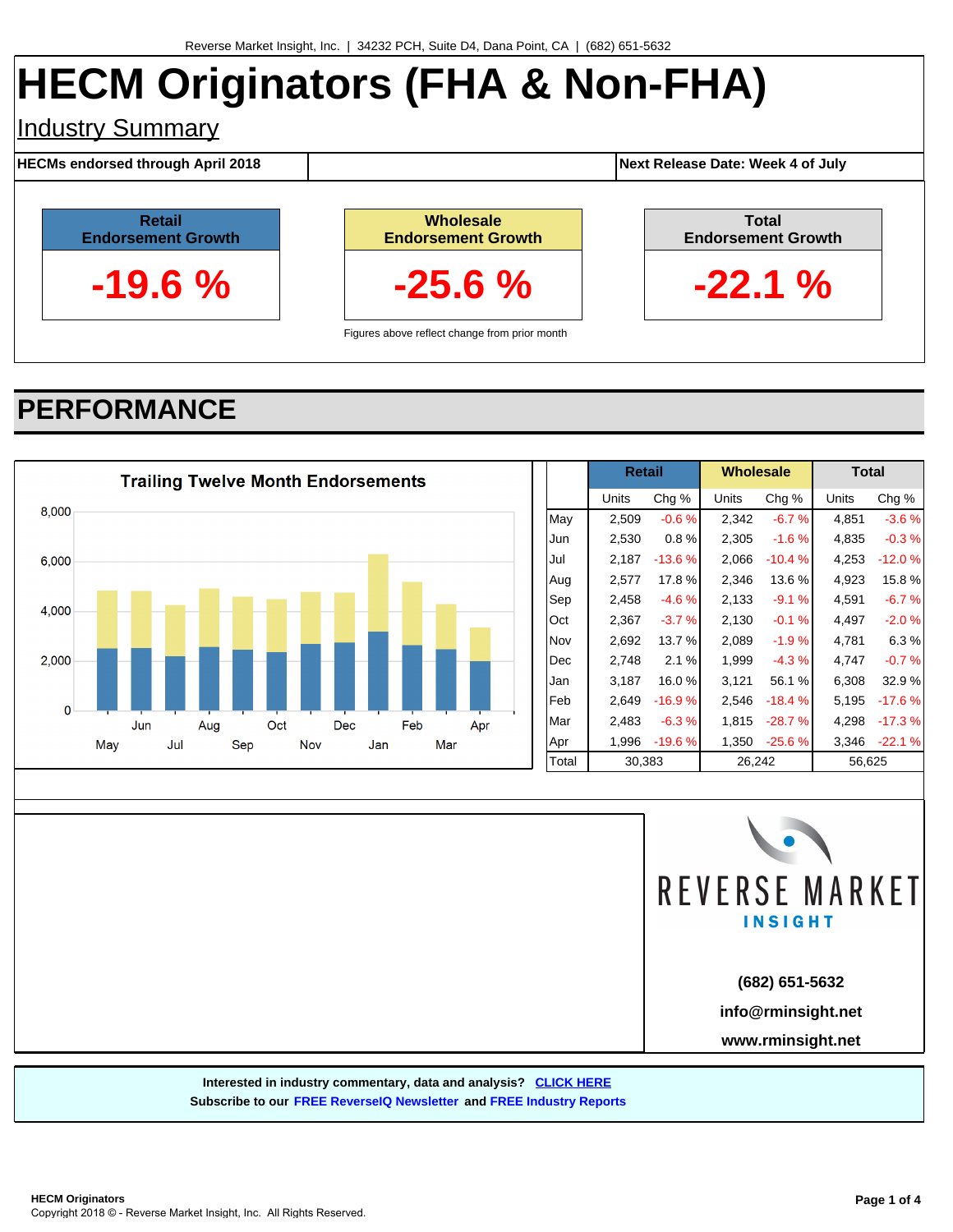Reverse Market Insight, Inc. | 34232 PCH, Suite D4, Dana Point, CA | (682) 651-5632

# HECM Originators (FHA & Non-FHA)

## Industry Summary

**HECMs endorsed through April 2018** | **Next Release Date: Week 4 of July**

| Retail Endorsement Growth | Wholesale Endorsement Growth | Total Endorsement Growth |
|---|---|---|
| **-19.6 %** | **-25.6 %** | **-22.1 %** |

Figures above reflect change from prior month

## PERFORMANCE

**Trailing Twelve Month Endorsements**

| | Retail | | Wholesale | | Total | |
|---|---|---|---|---|---|---|
| | Units | Chg % | Units | Chg % | Units | Chg % |
| May | 2,509 | -0.6 % | 2,342 | -6.7 % | 4,851 | -3.6 % |
| Jun | 2,530 | 0.8 % | 2,305 | -1.6 % | 4,835 | -0.3 % |
| Jul | 2,187 | -13.6 % | 2,066 | -10.4 % | 4,253 | -12.0 % |
| Aug | 2,577 | 17.8 % | 2,346 | 13.6 % | 4,923 | 15.8 % |
| Sep | 2,458 | -4.6 % | 2,133 | -9.1 % | 4,591 | -6.7 % |
| Oct | 2,367 | -3.7 % | 2,130 | -0.1 % | 4,497 | -2.0 % |
| Nov | 2,692 | 13.7 % | 2,089 | -1.9 % | 4,781 | 6.3 % |
| Dec | 2,748 | 2.1 % | 1,999 | -4.3 % | 4,747 | -0.7 % |
| Jan | 3,187 | 16.0 % | 3,121 | 56.1 % | 6,308 | 32.9 % |
| Feb | 2,649 | -16.9 % | 2,546 | -18.4 % | 5,195 | -17.6 % |
| Mar | 2,483 | -6.3 % | 1,815 | -28.7 % | 4,298 | -17.3 % |
| Apr | 1,996 | -19.6 % | 1,350 | -25.6 % | 3,346 | -22.1 % |
| Total | 30,383 | | 26,242 | | 56,625 | |

REVERSE MARKET INSIGHT

(682) 651-5632

info@rminsight.net

www.rminsight.net

**Interested in industry commentary, data and analysis? CLICK HERE**
**Subscribe to our FREE ReverseIQ Newsletter and FREE Industry Reports**

**HECM Originators**
Copyright 2018 © - Reverse Market Insight, Inc. All Rights Reserved.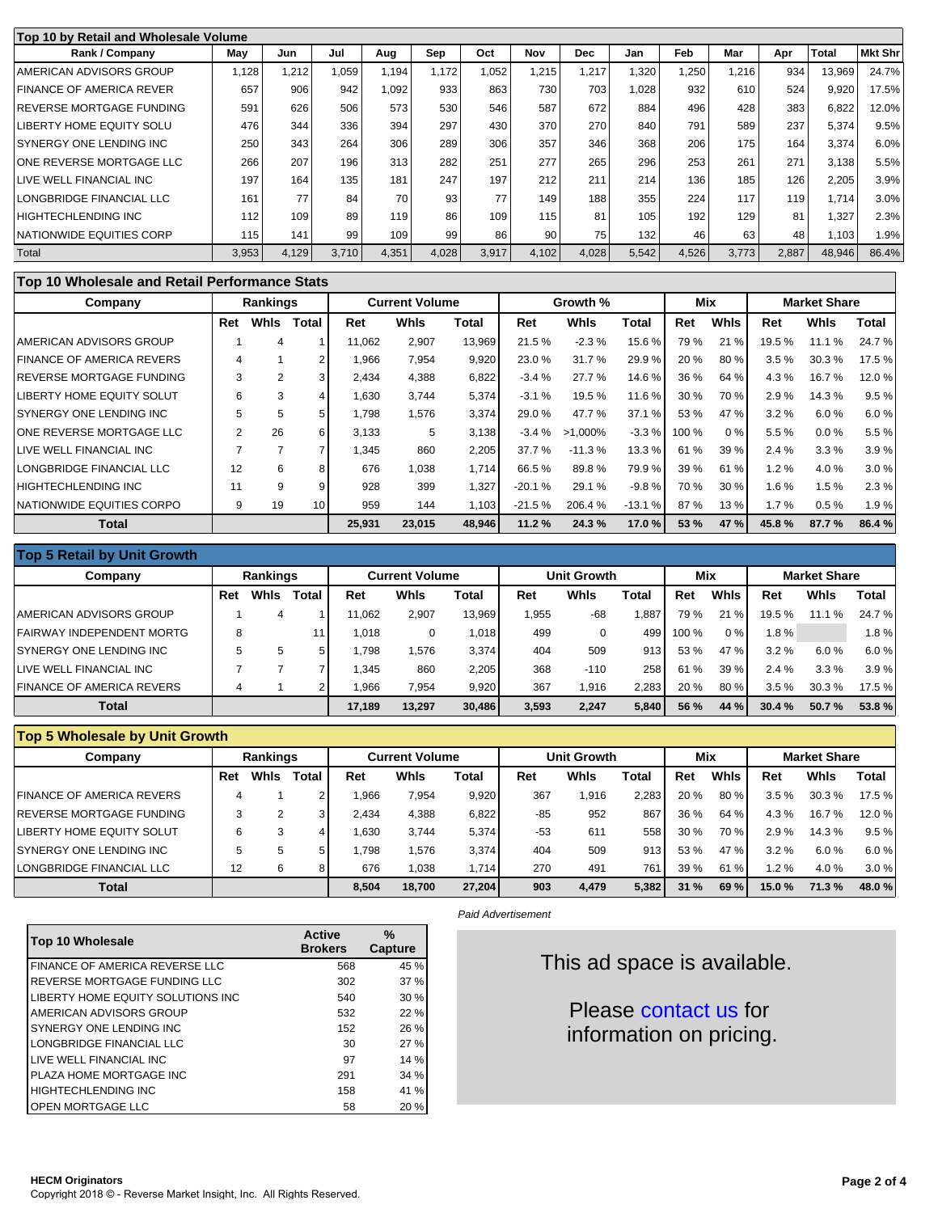## Top 10 by Retail and Wholesale Volume

| Rank / Company | May | Jun | Jul | Aug | Sep | Oct | Nov | Dec | Jan | Feb | Mar | Apr | Total | Mkt Shr |
|---|---|---|---|---|---|---|---|---|---|---|---|---|---|---|
| AMERICAN ADVISORS GROUP | 1,128 | 1,212 | 1,059 | 1,194 | 1,172 | 1,052 | 1,215 | 1,217 | 1,320 | 1,250 | 1,216 | 934 | 13,969 | 24.7% |
| FINANCE OF AMERICA REVER | 657 | 906 | 942 | 1,092 | 933 | 863 | 730 | 703 | 1,028 | 932 | 610 | 524 | 9,920 | 17.5% |
| REVERSE MORTGAGE FUNDING | 591 | 626 | 506 | 573 | 530 | 546 | 587 | 672 | 884 | 496 | 428 | 383 | 6,822 | 12.0% |
| LIBERTY HOME EQUITY SOLU | 476 | 344 | 336 | 394 | 297 | 430 | 370 | 270 | 840 | 791 | 589 | 237 | 5,374 | 9.5% |
| SYNERGY ONE LENDING INC | 250 | 343 | 264 | 306 | 289 | 306 | 357 | 346 | 368 | 206 | 175 | 164 | 3,374 | 6.0% |
| ONE REVERSE MORTGAGE LLC | 266 | 207 | 196 | 313 | 282 | 251 | 277 | 265 | 296 | 253 | 261 | 271 | 3,138 | 5.5% |
| LIVE WELL FINANCIAL INC | 197 | 164 | 135 | 181 | 247 | 197 | 212 | 211 | 214 | 136 | 185 | 126 | 2,205 | 3.9% |
| LONGBRIDGE FINANCIAL LLC | 161 | 77 | 84 | 70 | 93 | 77 | 149 | 188 | 355 | 224 | 117 | 119 | 1,714 | 3.0% |
| HIGHTECHLENDING INC | 112 | 109 | 89 | 119 | 86 | 109 | 115 | 81 | 105 | 192 | 129 | 81 | 1,327 | 2.3% |
| NATIONWIDE EQUITIES CORP | 115 | 141 | 99 | 109 | 99 | 86 | 90 | 75 | 132 | 46 | 63 | 48 | 1,103 | 1.9% |
| Total | 3,953 | 4,129 | 3,710 | 4,351 | 4,028 | 3,917 | 4,102 | 4,028 | 5,542 | 4,526 | 3,773 | 2,887 | 48,946 | 86.4% |

## Top 10 Wholesale and Retail Performance Stats

| Company | Rankings | | | Current Volume | | | Growth % | | | Mix | | Market Share | | |
|---|---|---|---|---|---|---|---|---|---|---|---|---|---|---|
| | Ret | Whls | Total | Ret | Whls | Total | Ret | Whls | Total | Ret | Whls | Ret | Whls | Total |
| AMERICAN ADVISORS GROUP | 1 | 4 | 1 | 11,062 | 2,907 | 13,969 | 21.5 % | -2.3 % | 15.6 % | 79 % | 21 % | 19.5 % | 11.1 % | 24.7 % |
| FINANCE OF AMERICA REVERS | 4 | 1 | 2 | 1,966 | 7,954 | 9,920 | 23.0 % | 31.7 % | 29.9 % | 20 % | 80 % | 3.5 % | 30.3 % | 17.5 % |
| REVERSE MORTGAGE FUNDING | 3 | 2 | 3 | 2,434 | 4,388 | 6,822 | -3.4 % | 27.7 % | 14.6 % | 36 % | 64 % | 4.3 % | 16.7 % | 12.0 % |
| LIBERTY HOME EQUITY SOLUT | 6 | 3 | 4 | 1,630 | 3,744 | 5,374 | -3.1 % | 19.5 % | 11.6 % | 30 % | 70 % | 2.9 % | 14.3 % | 9.5 % |
| SYNERGY ONE LENDING INC | 5 | 5 | 5 | 1,798 | 1,576 | 3,374 | 29.0 % | 47.7 % | 37.1 % | 53 % | 47 % | 3.2 % | 6.0 % | 6.0 % |
| ONE REVERSE MORTGAGE LLC | 2 | 26 | 6 | 3,133 | 5 | 3,138 | -3.4 % | >1,000% | -3.3 % | 100 % | 0 % | 5.5 % | 0.0 % | 5.5 % |
| LIVE WELL FINANCIAL INC | 7 | 7 | 7 | 1,345 | 860 | 2,205 | 37.7 % | -11.3 % | 13.3 % | 61 % | 39 % | 2.4 % | 3.3 % | 3.9 % |
| LONGBRIDGE FINANCIAL LLC | 12 | 6 | 8 | 676 | 1,038 | 1,714 | 66.5 % | 89.8 % | 79.9 % | 39 % | 61 % | 1.2 % | 4.0 % | 3.0 % |
| HIGHTECHLENDING INC | 11 | 9 | 9 | 928 | 399 | 1,327 | -20.1 % | 29.1 % | -9.8 % | 70 % | 30 % | 1.6 % | 1.5 % | 2.3 % |
| NATIONWIDE EQUITIES CORPO | 9 | 19 | 10 | 959 | 144 | 1,103 | -21.5 % | 206.4 % | -13.1 % | 87 % | 13 % | 1.7 % | 0.5 % | 1.9 % |
| **Total** | | | | **25,931** | **23,015** | **48,946** | **11.2 %** | **24.3 %** | **17.0 %** | **53 %** | **47 %** | **45.8 %** | **87.7 %** | **86.4 %** |

## Top 5 Retail by Unit Growth

| Company | Rankings | | | Current Volume | | | Unit Growth | | | Mix | | Market Share | | |
|---|---|---|---|---|---|---|---|---|---|---|---|---|---|---|
| | Ret | Whls | Total | Ret | Whls | Total | Ret | Whls | Total | Ret | Whls | Ret | Whls | Total |
| AMERICAN ADVISORS GROUP | 1 | 4 | 1 | 11,062 | 2,907 | 13,969 | 1,955 | -68 | 1,887 | 79 % | 21 % | 19.5 % | 11.1 % | 24.7 % |
| FAIRWAY INDEPENDENT MORTG | 8 | | 11 | 1,018 | 0 | 1,018 | 499 | 0 | 499 | 100 % | 0 % | 1.8 % | | 1.8 % |
| SYNERGY ONE LENDING INC | 5 | 5 | 5 | 1,798 | 1,576 | 3,374 | 404 | 509 | 913 | 53 % | 47 % | 3.2 % | 6.0 % | 6.0 % |
| LIVE WELL FINANCIAL INC | 7 | 7 | 7 | 1,345 | 860 | 2,205 | 368 | -110 | 258 | 61 % | 39 % | 2.4 % | 3.3 % | 3.9 % |
| FINANCE OF AMERICA REVERS | 4 | 1 | 2 | 1,966 | 7,954 | 9,920 | 367 | 1,916 | 2,283 | 20 % | 80 % | 3.5 % | 30.3 % | 17.5 % |
| **Total** | | | | **17,189** | **13,297** | **30,486** | **3,593** | **2,247** | **5,840** | **56 %** | **44 %** | **30.4 %** | **50.7 %** | **53.8 %** |

## Top 5 Wholesale by Unit Growth

| Company | Rankings | | | Current Volume | | | Unit Growth | | | Mix | | Market Share | | |
|---|---|---|---|---|---|---|---|---|---|---|---|---|---|---|
| | Ret | Whls | Total | Ret | Whls | Total | Ret | Whls | Total | Ret | Whls | Ret | Whls | Total |
| FINANCE OF AMERICA REVERS | 4 | 1 | 2 | 1,966 | 7,954 | 9,920 | 367 | 1,916 | 2,283 | 20 % | 80 % | 3.5 % | 30.3 % | 17.5 % |
| REVERSE MORTGAGE FUNDING | 3 | 2 | 3 | 2,434 | 4,388 | 6,822 | -85 | 952 | 867 | 36 % | 64 % | 4.3 % | 16.7 % | 12.0 % |
| LIBERTY HOME EQUITY SOLUT | 6 | 3 | 4 | 1,630 | 3,744 | 5,374 | -53 | 611 | 558 | 30 % | 70 % | 2.9 % | 14.3 % | 9.5 % |
| SYNERGY ONE LENDING INC | 5 | 5 | 5 | 1,798 | 1,576 | 3,374 | 404 | 509 | 913 | 53 % | 47 % | 3.2 % | 6.0 % | 6.0 % |
| LONGBRIDGE FINANCIAL LLC | 12 | 6 | 8 | 676 | 1,038 | 1,714 | 270 | 491 | 761 | 39 % | 61 % | 1.2 % | 4.0 % | 3.0 % |
| **Total** | | | | **8,504** | **18,700** | **27,204** | **903** | **4,479** | **5,382** | **31 %** | **69 %** | **15.0 %** | **71.3 %** | **48.0 %** |

| Top 10 Wholesale | Active Brokers | % Capture |
|---|---|---|
| FINANCE OF AMERICA REVERSE LLC | 568 | 45 % |
| REVERSE MORTGAGE FUNDING LLC | 302 | 37 % |
| LIBERTY HOME EQUITY SOLUTIONS INC | 540 | 30 % |
| AMERICAN ADVISORS GROUP | 532 | 22 % |
| SYNERGY ONE LENDING INC | 152 | 26 % |
| LONGBRIDGE FINANCIAL LLC | 30 | 27 % |
| LIVE WELL FINANCIAL INC | 97 | 14 % |
| PLAZA HOME MORTGAGE INC | 291 | 34 % |
| HIGHTECHLENDING INC | 158 | 41 % |
| OPEN MORTGAGE LLC | 58 | 20 % |

*Paid Advertisement*

This ad space is available.

Please contact us for information on pricing.

**HECM Originators**

Copyright 2018 © - Reverse Market Insight, Inc. All Rights Reserved.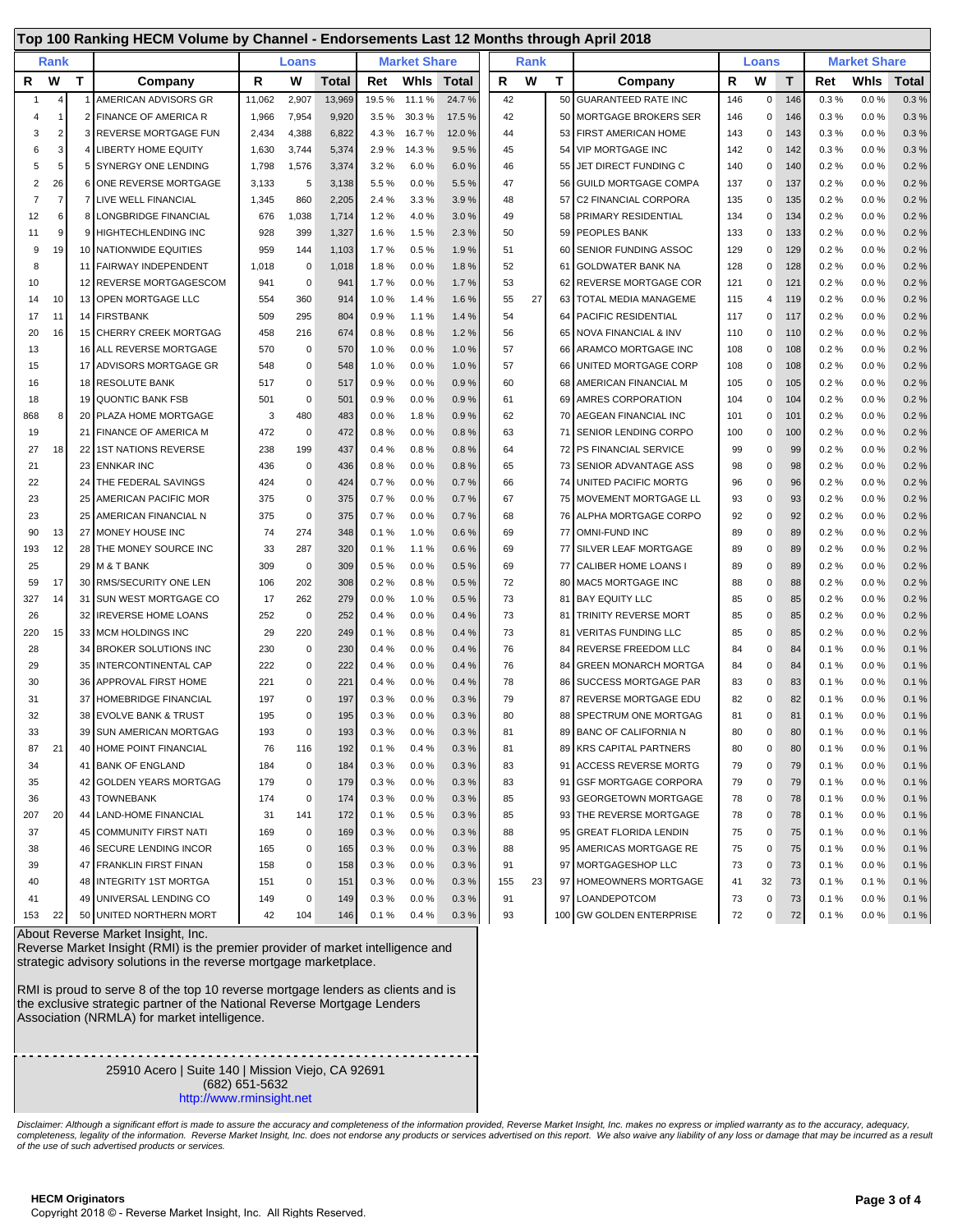## Top 100 Ranking HECM Volume by Channel - Endorsements Last 12 Months through April 2018

| Rank | | | | Loans | | | Market Share | | |
|---|---|---|---|---|---|---|---|---|---|
| R | W | T | Company | R | W | Total | Ret | Whls | Total |
| 1 | 4 | 1 | AMERICAN ADVISORS GR | 11,062 | 2,907 | 13,969 | 19.5 % | 11.1 % | 24.7 % |
| 4 | 1 | 2 | FINANCE OF AMERICA R | 1,966 | 7,954 | 9,920 | 3.5 % | 30.3 % | 17.5 % |
| 3 | 2 | 3 | REVERSE MORTGAGE FUN | 2,434 | 4,388 | 6,822 | 4.3 % | 16.7 % | 12.0 % |
| 6 | 3 | 4 | LIBERTY HOME EQUITY | 1,630 | 3,744 | 5,374 | 2.9 % | 14.3 % | 9.5 % |
| 5 | 5 | 5 | SYNERGY ONE LENDING | 1,798 | 1,576 | 3,374 | 3.2 % | 6.0 % | 6.0 % |
| 2 | 26 | 6 | ONE REVERSE MORTGAGE | 3,133 | 5 | 3,138 | 5.5 % | 0.0 % | 5.5 % |
| 7 | 7 | 7 | LIVE WELL FINANCIAL | 1,345 | 860 | 2,205 | 2.4 % | 3.3 % | 3.9 % |
| 12 | 6 | 8 | LONGBRIDGE FINANCIAL | 676 | 1,038 | 1,714 | 1.2 % | 4.0 % | 3.0 % |
| 11 | 9 | 9 | HIGHTECHLENDING INC | 928 | 399 | 1,327 | 1.6 % | 1.5 % | 2.3 % |
| 9 | 19 | 10 | NATIONWIDE EQUITIES | 959 | 144 | 1,103 | 1.7 % | 0.5 % | 1.9 % |
| 8 | | 11 | FAIRWAY INDEPENDENT | 1,018 | 0 | 1,018 | 1.8 % | 0.0 % | 1.8 % |
| 10 | | 12 | REVERSE MORTGAGESCOM | 941 | 0 | 941 | 1.7 % | 0.0 % | 1.7 % |
| 14 | 10 | 13 | OPEN MORTGAGE LLC | 554 | 360 | 914 | 1.0 % | 1.4 % | 1.6 % |
| 17 | 11 | 14 | FIRSTBANK | 509 | 295 | 804 | 0.9 % | 1.1 % | 1.4 % |
| 20 | 16 | 15 | CHERRY CREEK MORTGAG | 458 | 216 | 674 | 0.8 % | 0.8 % | 1.2 % |
| 13 | | 16 | ALL REVERSE MORTGAGE | 570 | 0 | 570 | 1.0 % | 0.0 % | 1.0 % |
| 15 | | 17 | ADVISORS MORTGAGE GR | 548 | 0 | 548 | 1.0 % | 0.0 % | 1.0 % |
| 16 | | 18 | RESOLUTE BANK | 517 | 0 | 517 | 0.9 % | 0.0 % | 0.9 % |
| 18 | | 19 | QUONTIC BANK FSB | 501 | 0 | 501 | 0.9 % | 0.0 % | 0.9 % |
| 868 | 8 | 20 | PLAZA HOME MORTGAGE | 3 | 480 | 483 | 0.0 % | 1.8 % | 0.9 % |
| 19 | | 21 | FINANCE OF AMERICA M | 472 | 0 | 472 | 0.8 % | 0.0 % | 0.8 % |
| 27 | 18 | 22 | 1ST NATIONS REVERSE | 238 | 199 | 437 | 0.4 % | 0.8 % | 0.8 % |
| 21 | | 23 | ENNKAR INC | 436 | 0 | 436 | 0.8 % | 0.0 % | 0.8 % |
| 22 | | 24 | THE FEDERAL SAVINGS | 424 | 0 | 424 | 0.7 % | 0.0 % | 0.7 % |
| 23 | | 25 | AMERICAN PACIFIC MOR | 375 | 0 | 375 | 0.7 % | 0.0 % | 0.7 % |
| 23 | | 25 | AMERICAN FINANCIAL N | 375 | 0 | 375 | 0.7 % | 0.0 % | 0.7 % |
| 90 | 13 | 27 | MONEY HOUSE INC | 74 | 274 | 348 | 0.1 % | 1.0 % | 0.6 % |
| 193 | 12 | 28 | THE MONEY SOURCE INC | 33 | 287 | 320 | 0.1 % | 1.1 % | 0.6 % |
| 25 | | 29 | M & T BANK | 309 | 0 | 309 | 0.5 % | 0.0 % | 0.5 % |
| 59 | 17 | 30 | RMS/SECURITY ONE LEN | 106 | 202 | 308 | 0.2 % | 0.8 % | 0.5 % |
| 327 | 14 | 31 | SUN WEST MORTGAGE CO | 17 | 262 | 279 | 0.0 % | 1.0 % | 0.5 % |
| 26 | | 32 | IREVERSE HOME LOANS | 252 | 0 | 252 | 0.4 % | 0.0 % | 0.4 % |
| 220 | 15 | 33 | MCM HOLDINGS INC | 29 | 220 | 249 | 0.1 % | 0.8 % | 0.4 % |
| 28 | | 34 | BROKER SOLUTIONS INC | 230 | 0 | 230 | 0.4 % | 0.0 % | 0.4 % |
| 29 | | 35 | INTERCONTINENTAL CAP | 222 | 0 | 222 | 0.4 % | 0.0 % | 0.4 % |
| 30 | | 36 | APPROVAL FIRST HOME | 221 | 0 | 221 | 0.4 % | 0.0 % | 0.4 % |
| 31 | | 37 | HOMEBRIDGE FINANCIAL | 197 | 0 | 197 | 0.3 % | 0.0 % | 0.3 % |
| 32 | | 38 | EVOLVE BANK & TRUST | 195 | 0 | 195 | 0.3 % | 0.0 % | 0.3 % |
| 33 | | 39 | SUN AMERICAN MORTGAG | 193 | 0 | 193 | 0.3 % | 0.0 % | 0.3 % |
| 87 | 21 | 40 | HOME POINT FINANCIAL | 76 | 116 | 192 | 0.1 % | 0.4 % | 0.3 % |
| 34 | | 41 | BANK OF ENGLAND | 184 | 0 | 184 | 0.3 % | 0.0 % | 0.3 % |
| 35 | | 42 | GOLDEN YEARS MORTGAG | 179 | 0 | 179 | 0.3 % | 0.0 % | 0.3 % |
| 36 | | 43 | TOWNEBANK | 174 | 0 | 174 | 0.3 % | 0.0 % | 0.3 % |
| 207 | 20 | 44 | LAND-HOME FINANCIAL | 31 | 141 | 172 | 0.1 % | 0.5 % | 0.3 % |
| 37 | | 45 | COMMUNITY FIRST NATI | 169 | 0 | 169 | 0.3 % | 0.0 % | 0.3 % |
| 38 | | 46 | SECURE LENDING INCOR | 165 | 0 | 165 | 0.3 % | 0.0 % | 0.3 % |
| 39 | | 47 | FRANKLIN FIRST FINAN | 158 | 0 | 158 | 0.3 % | 0.0 % | 0.3 % |
| 40 | | 48 | INTEGRITY 1ST MORTGA | 151 | 0 | 151 | 0.3 % | 0.0 % | 0.3 % |
| 41 | | 49 | UNIVERSAL LENDING CO | 149 | 0 | 149 | 0.3 % | 0.0 % | 0.3 % |
| 153 | 22 | 50 | UNITED NORTHERN MORT | 42 | 104 | 146 | 0.1 % | 0.4 % | 0.3 % |
| 42 | | 50 | GUARANTEED RATE INC | 146 | 0 | 146 | 0.3 % | 0.0 % | 0.3 % |
| 42 | | 50 | MORTGAGE BROKERS SER | 146 | 0 | 146 | 0.3 % | 0.0 % | 0.3 % |
| 44 | | 53 | FIRST AMERICAN HOME | 143 | 0 | 143 | 0.3 % | 0.0 % | 0.3 % |
| 45 | | 54 | VIP MORTGAGE INC | 142 | 0 | 142 | 0.3 % | 0.0 % | 0.3 % |
| 46 | | 55 | JET DIRECT FUNDING C | 140 | 0 | 140 | 0.2 % | 0.0 % | 0.2 % |
| 47 | | 56 | GUILD MORTGAGE COMPA | 137 | 0 | 137 | 0.2 % | 0.0 % | 0.2 % |
| 48 | | 57 | C2 FINANCIAL CORPORA | 135 | 0 | 135 | 0.2 % | 0.0 % | 0.2 % |
| 49 | | 58 | PRIMARY RESIDENTIAL | 134 | 0 | 134 | 0.2 % | 0.0 % | 0.2 % |
| 50 | | 59 | PEOPLES BANK | 133 | 0 | 133 | 0.2 % | 0.0 % | 0.2 % |
| 51 | | 60 | SENIOR FUNDING ASSOC | 129 | 0 | 129 | 0.2 % | 0.0 % | 0.2 % |
| 52 | | 61 | GOLDWATER BANK NA | 128 | 0 | 128 | 0.2 % | 0.0 % | 0.2 % |
| 53 | | 62 | REVERSE MORTGAGE COR | 121 | 0 | 121 | 0.2 % | 0.0 % | 0.2 % |
| 55 | 27 | 63 | TOTAL MEDIA MANAGEME | 115 | 4 | 119 | 0.2 % | 0.0 % | 0.2 % |
| 54 | | 64 | PACIFIC RESIDENTIAL | 117 | 0 | 117 | 0.2 % | 0.0 % | 0.2 % |
| 56 | | 65 | NOVA FINANCIAL & INV | 110 | 0 | 110 | 0.2 % | 0.0 % | 0.2 % |
| 57 | | 66 | ARAMCO MORTGAGE INC | 108 | 0 | 108 | 0.2 % | 0.0 % | 0.2 % |
| 57 | | 66 | UNITED MORTGAGE CORP | 108 | 0 | 108 | 0.2 % | 0.0 % | 0.2 % |
| 60 | | 68 | AMERICAN FINANCIAL M | 105 | 0 | 105 | 0.2 % | 0.0 % | 0.2 % |
| 61 | | 69 | AMRES CORPORATION | 104 | 0 | 104 | 0.2 % | 0.0 % | 0.2 % |
| 62 | | 70 | AEGEAN FINANCIAL INC | 101 | 0 | 101 | 0.2 % | 0.0 % | 0.2 % |
| 63 | | 71 | SENIOR LENDING CORPO | 100 | 0 | 100 | 0.2 % | 0.0 % | 0.2 % |
| 64 | | 72 | PS FINANCIAL SERVICE | 99 | 0 | 99 | 0.2 % | 0.0 % | 0.2 % |
| 65 | | 73 | SENIOR ADVANTAGE ASS | 98 | 0 | 98 | 0.2 % | 0.0 % | 0.2 % |
| 66 | | 74 | UNITED PACIFIC MORTG | 96 | 0 | 96 | 0.2 % | 0.0 % | 0.2 % |
| 67 | | 75 | MOVEMENT MORTGAGE LL | 93 | 0 | 93 | 0.2 % | 0.0 % | 0.2 % |
| 68 | | 76 | ALPHA MORTGAGE CORPO | 92 | 0 | 92 | 0.2 % | 0.0 % | 0.2 % |
| 69 | | 77 | OMNI-FUND INC | 89 | 0 | 89 | 0.2 % | 0.0 % | 0.2 % |
| 69 | | 77 | SILVER LEAF MORTGAGE | 89 | 0 | 89 | 0.2 % | 0.0 % | 0.2 % |
| 69 | | 77 | CALIBER HOME LOANS I | 89 | 0 | 89 | 0.2 % | 0.0 % | 0.2 % |
| 72 | | 80 | MAC5 MORTGAGE INC | 88 | 0 | 88 | 0.2 % | 0.0 % | 0.2 % |
| 73 | | 81 | BAY EQUITY LLC | 85 | 0 | 85 | 0.2 % | 0.0 % | 0.2 % |
| 73 | | 81 | TRINITY REVERSE MORT | 85 | 0 | 85 | 0.2 % | 0.0 % | 0.2 % |
| 73 | | 81 | VERITAS FUNDING LLC | 85 | 0 | 85 | 0.2 % | 0.0 % | 0.2 % |
| 76 | | 84 | REVERSE FREEDOM LLC | 84 | 0 | 84 | 0.1 % | 0.0 % | 0.1 % |
| 76 | | 84 | GREEN MONARCH MORTGA | 84 | 0 | 84 | 0.1 % | 0.0 % | 0.1 % |
| 78 | | 86 | SUCCESS MORTGAGE PAR | 83 | 0 | 83 | 0.1 % | 0.0 % | 0.1 % |
| 79 | | 87 | REVERSE MORTGAGE EDU | 82 | 0 | 82 | 0.1 % | 0.0 % | 0.1 % |
| 80 | | 88 | SPECTRUM ONE MORTGAG | 81 | 0 | 81 | 0.1 % | 0.0 % | 0.1 % |
| 81 | | 89 | BANC OF CALIFORNIA N | 80 | 0 | 80 | 0.1 % | 0.0 % | 0.1 % |
| 81 | | 89 | KRS CAPITAL PARTNERS | 80 | 0 | 80 | 0.1 % | 0.0 % | 0.1 % |
| 83 | | 91 | ACCESS REVERSE MORTG | 79 | 0 | 79 | 0.1 % | 0.0 % | 0.1 % |
| 83 | | 91 | GSF MORTGAGE CORPORA | 79 | 0 | 79 | 0.1 % | 0.0 % | 0.1 % |
| 85 | | 93 | GEORGETOWN MORTGAGE | 78 | 0 | 78 | 0.1 % | 0.0 % | 0.1 % |
| 85 | | 93 | THE REVERSE MORTGAGE | 78 | 0 | 78 | 0.1 % | 0.0 % | 0.1 % |
| 88 | | 95 | GREAT FLORIDA LENDIN | 75 | 0 | 75 | 0.1 % | 0.0 % | 0.1 % |
| 88 | | 95 | AMERICAS MORTGAGE RE | 75 | 0 | 75 | 0.1 % | 0.0 % | 0.1 % |
| 91 | | 97 | MORTGAGESHOP LLC | 73 | 0 | 73 | 0.1 % | 0.0 % | 0.1 % |
| 155 | 23 | 97 | HOMEOWNERS MORTGAGE | 41 | 32 | 73 | 0.1 % | 0.1 % | 0.1 % |
| 91 | | 97 | LOANDEPOTCOM | 73 | 0 | 73 | 0.1 % | 0.0 % | 0.1 % |
| 93 | | 100 | GW GOLDEN ENTERPRISE | 72 | 0 | 72 | 0.1 % | 0.0 % | 0.1 % |

About Reverse Market Insight, Inc.
Reverse Market Insight (RMI) is the premier provider of market intelligence and strategic advisory solutions in the reverse mortgage marketplace.

RMI is proud to serve 8 of the top 10 reverse mortgage lenders as clients and is the exclusive strategic partner of the National Reverse Mortgage Lenders Association (NRMLA) for market intelligence.

25910 Acero | Suite 140 | Mission Viejo, CA 92691
(682) 651-5632
http://www.rminsight.net

*Disclaimer: Although a significant effort is made to assure the accuracy and completeness of the information provided, Reverse Market Insight, Inc. makes no express or implied warranty as to the accuracy, adequacy, completeness, legality of the information. Reverse Market Insight, Inc. does not endorse any products or services advertised on this report. We also waive any liability of any loss or damage that may be incurred as a result of the use of such advertised products or services.*

**HECM Originators**

Copyright 2018 © - Reverse Market Insight, Inc. All Rights Reserved.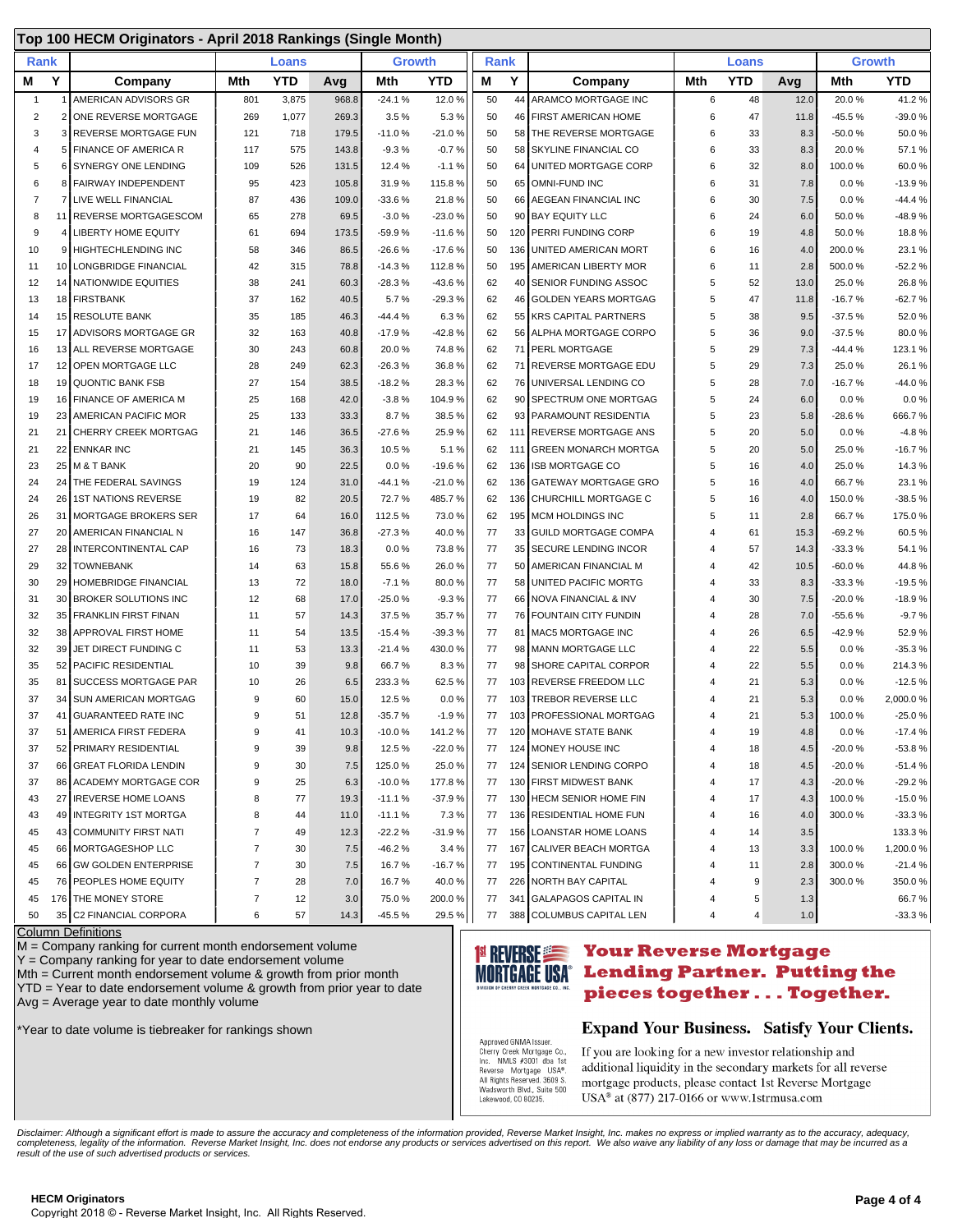## Top 100 HECM Originators - April 2018 Rankings (Single Month)

| Rank | | | Loans | | | Growth | |
|---|---|---|---|---|---|---|---|
| M | Y | Company | Mth | YTD | Avg | Mth | YTD |
| 1 | 1 | AMERICAN ADVISORS GR | 801 | 3,875 | 968.8 | -24.1 % | 12.0 % |
| 2 | 2 | ONE REVERSE MORTGAGE | 269 | 1,077 | 269.3 | 3.5 % | 5.3 % |
| 3 | 3 | REVERSE MORTGAGE FUN | 121 | 718 | 179.5 | -11.0 % | -21.0 % |
| 4 | 5 | FINANCE OF AMERICA R | 117 | 575 | 143.8 | -9.3 % | -0.7 % |
| 5 | 6 | SYNERGY ONE LENDING | 109 | 526 | 131.5 | 12.4 % | -1.1 % |
| 6 | 8 | FAIRWAY INDEPENDENT | 95 | 423 | 105.8 | 31.9 % | 115.8 % |
| 7 | 7 | LIVE WELL FINANCIAL | 87 | 436 | 109.0 | -33.6 % | 21.8 % |
| 8 | 11 | REVERSE MORTGAGESCOM | 65 | 278 | 69.5 | -3.0 % | -23.0 % |
| 9 | 4 | LIBERTY HOME EQUITY | 61 | 694 | 173.5 | -59.9 % | -11.6 % |
| 10 | 9 | HIGHTECHLENDING INC | 58 | 346 | 86.5 | -26.6 % | -17.6 % |
| 11 | 10 | LONGBRIDGE FINANCIAL | 42 | 315 | 78.8 | -14.3 % | 112.8 % |
| 12 | 14 | NATIONWIDE EQUITIES | 38 | 241 | 60.3 | -28.3 % | -43.6 % |
| 13 | 18 | FIRSTBANK | 37 | 162 | 40.5 | 5.7 % | -29.3 % |
| 14 | 15 | RESOLUTE BANK | 35 | 185 | 46.3 | -44.4 % | 6.3 % |
| 15 | 17 | ADVISORS MORTGAGE GR | 32 | 163 | 40.8 | -17.9 % | -42.8 % |
| 16 | 13 | ALL REVERSE MORTGAGE | 30 | 243 | 60.8 | 20.0 % | 74.8 % |
| 17 | 12 | OPEN MORTGAGE LLC | 28 | 249 | 62.3 | -26.3 % | 36.8 % |
| 18 | 19 | QUONTIC BANK FSB | 27 | 154 | 38.5 | -18.2 % | 28.3 % |
| 19 | 16 | FINANCE OF AMERICA M | 25 | 168 | 42.0 | -3.8 % | 104.9 % |
| 19 | 23 | AMERICAN PACIFIC MOR | 25 | 133 | 33.3 | 8.7 % | 38.5 % |
| 21 | 21 | CHERRY CREEK MORTGAG | 21 | 146 | 36.5 | -27.6 % | 25.9 % |
| 21 | 22 | ENNKAR INC | 21 | 145 | 36.3 | 10.5 % | 5.1 % |
| 23 | 25 | M & T BANK | 20 | 90 | 22.5 | 0.0 % | -19.6 % |
| 24 | 24 | THE FEDERAL SAVINGS | 19 | 124 | 31.0 | -44.1 % | -21.0 % |
| 24 | 26 | 1ST NATIONS REVERSE | 19 | 82 | 20.5 | 72.7 % | 485.7 % |
| 26 | 31 | MORTGAGE BROKERS SER | 17 | 64 | 16.0 | 112.5 % | 73.0 % |
| 27 | 20 | AMERICAN FINANCIAL N | 16 | 147 | 36.8 | -27.3 % | 40.0 % |
| 27 | 28 | INTERCONTINENTAL CAP | 16 | 73 | 18.3 | 0.0 % | 73.8 % |
| 29 | 32 | TOWNEBANK | 14 | 63 | 15.8 | 55.6 % | 26.0 % |
| 30 | 29 | HOMEBRIDGE FINANCIAL | 13 | 72 | 18.0 | -7.1 % | 80.0 % |
| 31 | 30 | BROKER SOLUTIONS INC | 12 | 68 | 17.0 | -25.0 % | -9.3 % |
| 32 | 35 | FRANKLIN FIRST FINAN | 11 | 57 | 14.3 | 37.5 % | 35.7 % |
| 32 | 38 | APPROVAL FIRST HOME | 11 | 54 | 13.5 | -15.4 % | -39.3 % |
| 32 | 39 | JET DIRECT FUNDING C | 11 | 53 | 13.3 | -21.4 % | 430.0 % |
| 35 | 52 | PACIFIC RESIDENTIAL | 10 | 39 | 9.8 | 66.7 % | 8.3 % |
| 35 | 81 | SUCCESS MORTGAGE PAR | 10 | 26 | 6.5 | 233.3 % | 62.5 % |
| 37 | 34 | SUN AMERICAN MORTGAG | 9 | 60 | 15.0 | 12.5 % | 0.0 % |
| 37 | 41 | GUARANTEED RATE INC | 9 | 51 | 12.8 | -35.7 % | -1.9 % |
| 37 | 51 | AMERICA FIRST FEDERA | 9 | 41 | 10.3 | -10.0 % | 141.2 % |
| 37 | 52 | PRIMARY RESIDENTIAL | 9 | 39 | 9.8 | 12.5 % | -22.0 % |
| 37 | 66 | GREAT FLORIDA LENDIN | 9 | 30 | 7.5 | 125.0 % | 25.0 % |
| 37 | 86 | ACADEMY MORTGAGE COR | 9 | 25 | 6.3 | -10.0 % | 177.8 % |
| 43 | 27 | IREVERSE HOME LOANS | 8 | 77 | 19.3 | -11.1 % | -37.9 % |
| 43 | 49 | INTEGRITY 1ST MORTGA | 8 | 44 | 11.0 | -11.1 % | 7.3 % |
| 45 | 43 | COMMUNITY FIRST NATI | 7 | 49 | 12.3 | -22.2 % | -31.9 % |
| 45 | 66 | MORTGAGESHOP LLC | 7 | 30 | 7.5 | -46.2 % | 3.4 % |
| 45 | 66 | GW GOLDEN ENTERPRISE | 7 | 30 | 7.5 | 16.7 % | -16.7 % |
| 45 | 76 | PEOPLES HOME EQUITY | 7 | 28 | 7.0 | 16.7 % | 40.0 % |
| 45 | 176 | THE MONEY STORE | 7 | 12 | 3.0 | 75.0 % | 200.0 % |
| 50 | 35 | C2 FINANCIAL CORPORA | 6 | 57 | 14.3 | -45.5 % | 29.5 % |
| 50 | 44 | ARAMCO MORTGAGE INC | 6 | 48 | 12.0 | 20.0 % | 41.2 % |
| 50 | 46 | FIRST AMERICAN HOME | 6 | 47 | 11.8 | -45.5 % | -39.0 % |
| 50 | 58 | THE REVERSE MORTGAGE | 6 | 33 | 8.3 | -50.0 % | 50.0 % |
| 50 | 58 | SKYLINE FINANCIAL CO | 6 | 33 | 8.3 | 20.0 % | 57.1 % |
| 50 | 64 | UNITED MORTGAGE CORP | 6 | 32 | 8.0 | 100.0 % | 60.0 % |
| 50 | 65 | OMNI-FUND INC | 6 | 31 | 7.8 | 0.0 % | -13.9 % |
| 50 | 66 | AEGEAN FINANCIAL INC | 6 | 30 | 7.5 | 0.0 % | -44.4 % |
| 50 | 90 | BAY EQUITY LLC | 6 | 24 | 6.0 | 50.0 % | -48.9 % |
| 50 | 120 | PERRI FUNDING CORP | 6 | 19 | 4.8 | 50.0 % | 18.8 % |
| 50 | 136 | UNITED AMERICAN MORT | 6 | 16 | 4.0 | 200.0 % | 23.1 % |
| 50 | 195 | AMERICAN LIBERTY MOR | 6 | 11 | 2.8 | 500.0 % | -52.2 % |
| 62 | 40 | SENIOR FUNDING ASSOC | 5 | 52 | 13.0 | 25.0 % | 26.8 % |
| 62 | 46 | GOLDEN YEARS MORTGAG | 5 | 47 | 11.8 | -16.7 % | -62.7 % |
| 62 | 55 | KRS CAPITAL PARTNERS | 5 | 38 | 9.5 | -37.5 % | 52.0 % |
| 62 | 56 | ALPHA MORTGAGE CORPO | 5 | 36 | 9.0 | -37.5 % | 80.0 % |
| 62 | 71 | PERL MORTGAGE | 5 | 29 | 7.3 | -44.4 % | 123.1 % |
| 62 | 71 | REVERSE MORTGAGE EDU | 5 | 29 | 7.3 | 25.0 % | 26.1 % |
| 62 | 76 | UNIVERSAL LENDING CO | 5 | 28 | 7.0 | -16.7 % | -44.0 % |
| 62 | 90 | SPECTRUM ONE MORTGAG | 5 | 24 | 6.0 | 0.0 % | 0.0 % |
| 62 | 93 | PARAMOUNT RESIDENTIA | 5 | 23 | 5.8 | -28.6 % | 666.7 % |
| 62 | 111 | REVERSE MORTGAGE ANS | 5 | 20 | 5.0 | 0.0 % | -4.8 % |
| 62 | 111 | GREEN MONARCH MORTGA | 5 | 20 | 5.0 | 25.0 % | -16.7 % |
| 62 | 136 | ISB MORTGAGE CO | 5 | 16 | 4.0 | 25.0 % | 14.3 % |
| 62 | 136 | GATEWAY MORTGAGE GRO | 5 | 16 | 4.0 | 66.7 % | 23.1 % |
| 62 | 136 | CHURCHILL MORTGAGE C | 5 | 16 | 4.0 | 150.0 % | -38.5 % |
| 62 | 195 | MCM HOLDINGS INC | 5 | 11 | 2.8 | 66.7 % | 175.0 % |
| 77 | 33 | GUILD MORTGAGE COMPA | 4 | 61 | 15.3 | -69.2 % | 60.5 % |
| 77 | 35 | SECURE LENDING INCOR | 4 | 57 | 14.3 | -33.3 % | 54.1 % |
| 77 | 50 | AMERICAN FINANCIAL M | 4 | 42 | 10.5 | -60.0 % | 44.8 % |
| 77 | 58 | UNITED PACIFIC MORTG | 4 | 33 | 8.3 | -33.3 % | -19.5 % |
| 77 | 66 | NOVA FINANCIAL & INV | 4 | 30 | 7.5 | -20.0 % | -18.9 % |
| 77 | 76 | FOUNTAIN CITY FUNDIN | 4 | 28 | 7.0 | -55.6 % | -9.7 % |
| 77 | 81 | MAC5 MORTGAGE INC | 4 | 26 | 6.5 | -42.9 % | 52.9 % |
| 77 | 98 | MANN MORTGAGE LLC | 4 | 22 | 5.5 | 0.0 % | -35.3 % |
| 77 | 98 | SHORE CAPITAL CORPOR | 4 | 22 | 5.5 | 0.0 % | 214.3 % |
| 77 | 103 | REVERSE FREEDOM LLC | 4 | 21 | 5.3 | 0.0 % | -12.5 % |
| 77 | 103 | TREBOR REVERSE LLC | 4 | 21 | 5.3 | 0.0 % | 2,000.0 % |
| 77 | 103 | PROFESSIONAL MORTGAG | 4 | 21 | 5.3 | 100.0 % | -25.0 % |
| 77 | 120 | MOHAVE STATE BANK | 4 | 19 | 4.8 | 0.0 % | -17.4 % |
| 77 | 124 | MONEY HOUSE INC | 4 | 18 | 4.5 | -20.0 % | -53.8 % |
| 77 | 124 | SENIOR LENDING CORPO | 4 | 18 | 4.5 | -20.0 % | -51.4 % |
| 77 | 130 | FIRST MIDWEST BANK | 4 | 17 | 4.3 | -20.0 % | -29.2 % |
| 77 | 130 | HECM SENIOR HOME FIN | 4 | 17 | 4.3 | 100.0 % | -15.0 % |
| 77 | 136 | RESIDENTIAL HOME FUN | 4 | 16 | 4.0 | 300.0 % | -33.3 % |
| 77 | 156 | LOANSTAR HOME LOANS | 4 | 14 | 3.5 | | 133.3 % |
| 77 | 167 | CALIVER BEACH MORTGA | 4 | 13 | 3.3 | 100.0 % | 1,200.0 % |
| 77 | 195 | CONTINENTAL FUNDING | 4 | 11 | 2.8 | 300.0 % | -21.4 % |
| 77 | 226 | NORTH BAY CAPITAL | 4 | 9 | 2.3 | 300.0 % | 350.0 % |
| 77 | 341 | GALAPAGOS CAPITAL IN | 4 | 5 | 1.3 | | 66.7 % |
| 77 | 388 | COLUMBUS CAPITAL LEN | 4 | 4 | 1.0 | | -33.3 % |

Column Definitions

M = Company ranking for current month endorsement volume
Y = Company ranking for year to date endorsement volume
Mth = Current month endorsement volume & growth from prior month
YTD = Year to date endorsement volume & growth from prior year to date
Avg = Average year to date monthly volume

*Year to date volume is tiebreaker for rankings shown

**1st REVERSE MORTGAGE USA®** DIVISION OF CHERRY CREEK MORTGAGE CO., INC.

**Your Reverse Mortgage Lending Partner. Putting the pieces together . . . Together.**

**Expand Your Business. Satisfy Your Clients.**

Approved GNMA Issuer. Cherry Creek Mortgage Co., Inc. NMLS #3001 dba 1st Reverse Mortgage USA®. All Rights Reserved. 3600 S. Wadsworth Blvd., Suite 500 Lakewood, CO 80235.

If you are looking for a new investor relationship and additional liquidity in the secondary markets for all reverse mortgage products, please contact 1st Reverse Mortgage USA® at (877) 217-0166 or www.1strmusa.com

*Disclaimer: Although a significant effort is made to assure the accuracy and completeness of the information provided, Reverse Market Insight, Inc. makes no express or implied warranty as to the accuracy, adequacy, completeness, legality of the information. Reverse Market Insight, Inc. does not endorse any products or services advertised on this report. We also waive any liability of any loss or damage that may be incurred as a result of the use of such advertised products or services.*

**HECM Originators**

Copyright 2018 © - Reverse Market Insight, Inc. All Rights Reserved.